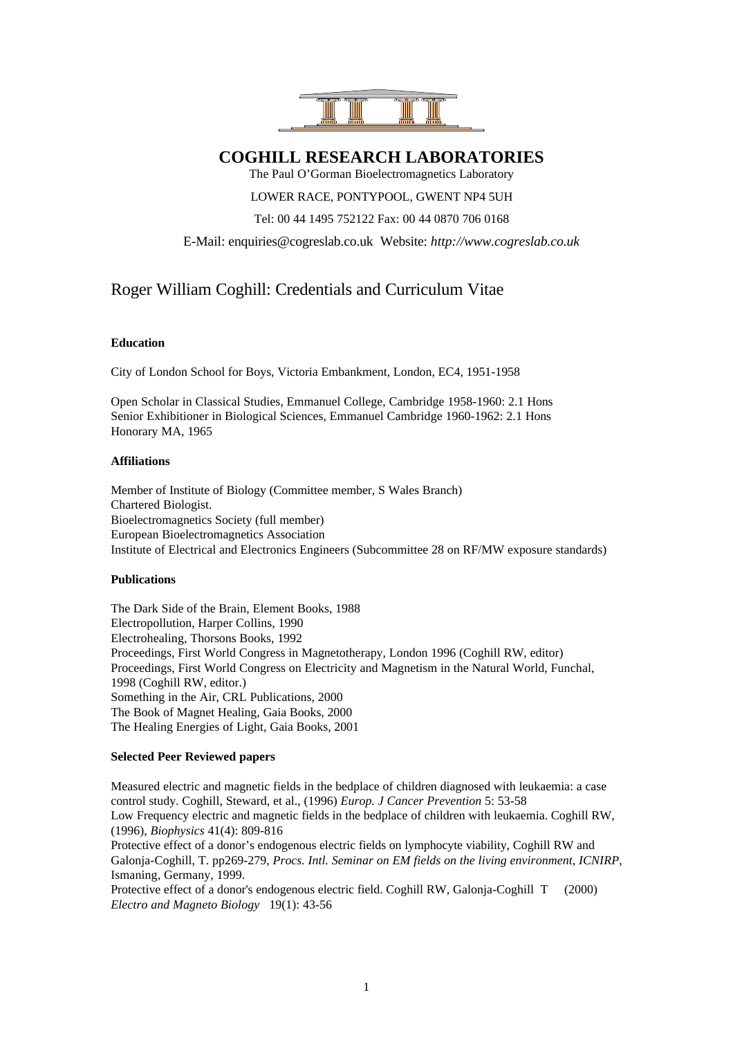# COGHILL RESEARCH LABORATORIES

The Paul O'Gorman Bioelectromagnetics Laboratory

LOWER RACE, PONTYPOOL, GWENT NP4 5UH

Tel: 00 44 1495 752122 Fax: 00 44 0870 706 0168

E-Mail: enquiries@cogreslab.co.uk Website: *http://www.cogreslab.co.uk*

## Roger William Coghill: Credentials and Curriculum Vitae

### Education

City of London School for Boys, Victoria Embankment, London, EC4, 1951-1958

Open Scholar in Classical Studies, Emmanuel College, Cambridge 1958-1960: 2.1 Hons
Senior Exhibitioner in Biological Sciences, Emmanuel Cambridge 1960-1962: 2.1 Hons
Honorary MA, 1965

### Affiliations

Member of Institute of Biology (Committee member, S Wales Branch)
Chartered Biologist.
Bioelectromagnetics Society (full member)
European Bioelectromagnetics Association
Institute of Electrical and Electronics Engineers (Subcommittee 28 on RF/MW exposure standards)

### Publications

The Dark Side of the Brain, Element Books, 1988
Electropollution, Harper Collins, 1990
Electrohealing, Thorsons Books, 1992
Proceedings, First World Congress in Magnetotherapy, London 1996 (Coghill RW, editor)
Proceedings, First World Congress on Electricity and Magnetism in the Natural World, Funchal, 1998 (Coghill RW, editor.)
Something in the Air, CRL Publications, 2000
The Book of Magnet Healing, Gaia Books, 2000
The Healing Energies of Light, Gaia Books, 2001

### Selected Peer Reviewed papers

Measured electric and magnetic fields in the bedplace of children diagnosed with leukaemia: a case control study. Coghill, Steward, et al., (1996) *Europ. J Cancer Prevention* 5: 53-58
Low Frequency electric and magnetic fields in the bedplace of children with leukaemia. Coghill RW, (1996), *Biophysics* 41(4): 809-816
Protective effect of a donor's endogenous electric fields on lymphocyte viability, Coghill RW and Galonja-Coghill, T. pp269-279, *Procs. Intl. Seminar on EM fields on the living environment, ICNIRP*, Ismaning, Germany, 1999.
Protective effect of a donor's endogenous electric field. Coghill RW, Galonja-Coghill T (2000) *Electro and Magneto Biology* 19(1): 43-56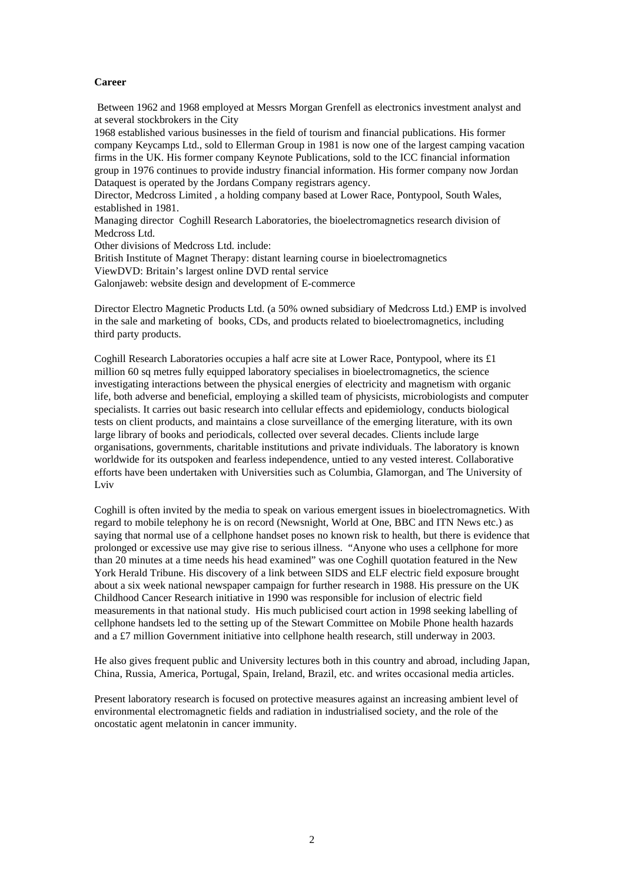**Career**

Between 1962 and 1968 employed at Messrs Morgan Grenfell as electronics investment analyst and at several stockbrokers in the City

1968 established various businesses in the field of tourism and financial publications. His former company Keycamps Ltd., sold to Ellerman Group in 1981 is now one of the largest camping vacation firms in the UK. His former company Keynote Publications, sold to the ICC financial information group in 1976 continues to provide industry financial information. His former company now Jordan Dataquest is operated by the Jordans Company registrars agency.

Director, Medcross Limited , a holding company based at Lower Race, Pontypool, South Wales, established in 1981.

Managing director Coghill Research Laboratories, the bioelectromagnetics research division of Medcross Ltd.

Other divisions of Medcross Ltd. include:

British Institute of Magnet Therapy: distant learning course in bioelectromagnetics

ViewDVD: Britain's largest online DVD rental service

Galonjaweb: website design and development of E-commerce

Director Electro Magnetic Products Ltd. (a 50% owned subsidiary of Medcross Ltd.) EMP is involved in the sale and marketing of books, CDs, and products related to bioelectromagnetics, including third party products.

Coghill Research Laboratories occupies a half acre site at Lower Race, Pontypool, where its £1 million 60 sq metres fully equipped laboratory specialises in bioelectromagnetics, the science investigating interactions between the physical energies of electricity and magnetism with organic life, both adverse and beneficial, employing a skilled team of physicists, microbiologists and computer specialists. It carries out basic research into cellular effects and epidemiology, conducts biological tests on client products, and maintains a close surveillance of the emerging literature, with its own large library of books and periodicals, collected over several decades. Clients include large organisations, governments, charitable institutions and private individuals. The laboratory is known worldwide for its outspoken and fearless independence, untied to any vested interest. Collaborative efforts have been undertaken with Universities such as Columbia, Glamorgan, and The University of Lviv

Coghill is often invited by the media to speak on various emergent issues in bioelectromagnetics. With regard to mobile telephony he is on record (Newsnight, World at One, BBC and ITN News etc.) as saying that normal use of a cellphone handset poses no known risk to health, but there is evidence that prolonged or excessive use may give rise to serious illness. "Anyone who uses a cellphone for more than 20 minutes at a time needs his head examined" was one Coghill quotation featured in the New York Herald Tribune. His discovery of a link between SIDS and ELF electric field exposure brought about a six week national newspaper campaign for further research in 1988. His pressure on the UK Childhood Cancer Research initiative in 1990 was responsible for inclusion of electric field measurements in that national study. His much publicised court action in 1998 seeking labelling of cellphone handsets led to the setting up of the Stewart Committee on Mobile Phone health hazards and a £7 million Government initiative into cellphone health research, still underway in 2003.

He also gives frequent public and University lectures both in this country and abroad, including Japan, China, Russia, America, Portugal, Spain, Ireland, Brazil, etc. and writes occasional media articles.

Present laboratory research is focused on protective measures against an increasing ambient level of environmental electromagnetic fields and radiation in industrialised society, and the role of the oncostatic agent melatonin in cancer immunity.